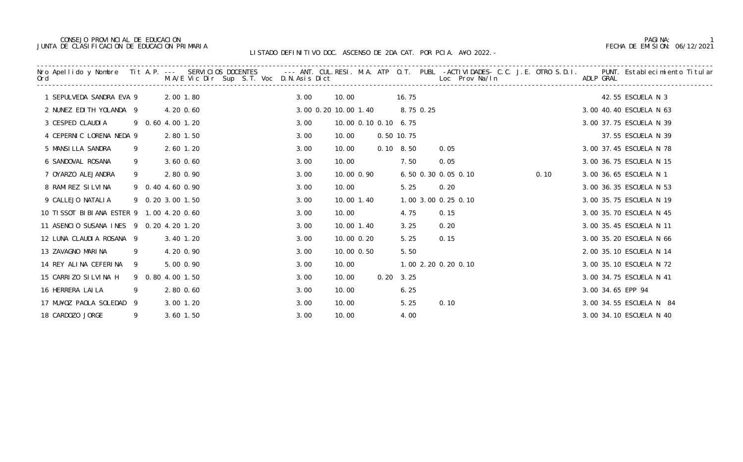CONSEJO PROVINCIAL DE EDUCACION
JUNTA DE CLASIFICACION DE EDUCACION PRIMARIA

FECHA DE EMISION: 06/12/2021

## LISTADO DEFINITIVO DOC. ASCENSO DE 2DA CAT. POR PCIA. A¥O 2022.-

| Nro Ord | Apellido y Nombre | Tit | A.P. | M.A/E | Vic | Dir | Sup | S.T. | Voc | D.N. | Asis | Dict | ANT. | CUL. | RESI. | M.A. | ATP | O.T. | PUBL | Loc | Prov | Na/In | C.C. | J.E. | OTRO | S.D.I. | ADLP | PUNT. GRAL | Establecimiento Titular |
|---|---|---|---|---|---|---|---|---|---|---|---|---|---|---|---|---|---|---|---|---|---|---|---|---|---|---|---|---|---|
| 1 | SEPULVEDA SANDRA EVA | 9 | | 2.00 | 1.80 | | | | | | | | 3.00 | | 10.00 | | | 16.75 | | | | | | | | | | 42.55 | ESCUELA N 3 |
| 2 | NUNEZ EDITH YOLANDA | 9 | | 4.20 | 0.60 | | | | | | | | 3.00 | 0.20 | 10.00 | 1.40 | | 8.75 | 0.25 | | | | | | | | 3.00 | 40.40 | ESCUELA N 63 |
| 3 | CESPED CLAUDIA | 9 | 0.60 | 4.00 | 1.20 | | | | | | | | 3.00 | | 10.00 | 0.10 | 0.10 | 6.75 | | | | | | | | | 3.00 | 37.75 | ESCUELA N 39 |
| 4 | CEPERNIC LORENA NEDA | 9 | | 2.80 | 1.50 | | | | | | | | 3.00 | | 10.00 | | 0.50 | 10.75 | | | | | | | | | | 37.55 | ESCUELA N 39 |
| 5 | MANSILLA SANDRA | 9 | | 2.60 | 1.20 | | | | | | | | 3.00 | | 10.00 | | 0.10 | 8.50 | | 0.05 | | | | | | | 3.00 | 37.45 | ESCUELA N 78 |
| 6 | SANDOVAL ROSANA | 9 | | 3.60 | 0.60 | | | | | | | | 3.00 | | 10.00 | | | 7.50 | | 0.05 | | | | | | | 3.00 | 36.75 | ESCUELA N 15 |
| 7 | OYARZO ALEJANDRA | 9 | | 2.80 | 0.90 | | | | | | | | 3.00 | | 10.00 | 0.90 | | 6.50 | 0.30 | 0.05 | 0.10 | | | | | 0.10 | 3.00 | 36.65 | ESCUELA N 1 |
| 8 | RAMIREZ SILVINA | 9 | 0.40 | 4.60 | 0.90 | | | | | | | | 3.00 | | 10.00 | | | 5.25 | | 0.20 | | | | | | | 3.00 | 36.35 | ESCUELA N 53 |
| 9 | CALLEJO NATALIA | 9 | 0.20 | 3.00 | 1.50 | | | | | | | | 3.00 | | 10.00 | 1.40 | | 1.00 | 3.00 | 0.25 | 0.10 | | | | | | 3.00 | 35.75 | ESCUELA N 19 |
| 10 | TISSOT BIBIANA ESTER | 9 | 1.00 | 4.20 | 0.60 | | | | | | | | 3.00 | | 10.00 | | | 4.75 | | 0.15 | | | | | | | 3.00 | 35.70 | ESCUELA N 45 |
| 11 | ASENCIO SUSANA INES | 9 | 0.20 | 4.20 | 1.20 | | | | | | | | 3.00 | | 10.00 | 1.40 | | 3.25 | | 0.20 | | | | | | | 3.00 | 35.45 | ESCUELA N 11 |
| 12 | LUNA CLAUDIA ROSANA | 9 | | 3.40 | 1.20 | | | | | | | | 3.00 | | 10.00 | 0.20 | | 5.25 | | 0.15 | | | | | | | 3.00 | 35.20 | ESCUELA N 66 |
| 13 | ZAVAGNO MARINA | 9 | | 4.20 | 0.90 | | | | | | | | 3.00 | | 10.00 | 0.50 | | 5.50 | | | | | | | | | 2.00 | 35.10 | ESCUELA N 14 |
| 14 | REY ALINA CEFERINA | 9 | | 5.00 | 0.90 | | | | | | | | 3.00 | | 10.00 | | | 1.00 | 2.20 | 0.20 | 0.10 | | | | | | 3.00 | 35.10 | ESCUELA N 72 |
| 15 | CARRIZO SILVINA H | 9 | 0.80 | 4.00 | 1.50 | | | | | | | | 3.00 | | 10.00 | | 0.20 | 3.25 | | | | | | | | | 3.00 | 34.75 | ESCUELA N 41 |
| 16 | HERRERA LAILA | 9 | | 2.80 | 0.60 | | | | | | | | 3.00 | | 10.00 | | | 6.25 | | | | | | | | | 3.00 | 34.65 | EPP 94 |
| 17 | MU¥OZ PAOLA SOLEDAD | 9 | | 3.00 | 1.20 | | | | | | | | 3.00 | | 10.00 | | | 5.25 | | 0.10 | | | | | | | 3.00 | 34.55 | ESCUELA N 84 |
| 18 | CARDOZO JORGE | 9 | | 3.60 | 1.50 | | | | | | | | 3.00 | | 10.00 | | | 4.00 | | | | | | | | | 3.00 | 34.10 | ESCUELA N 40 |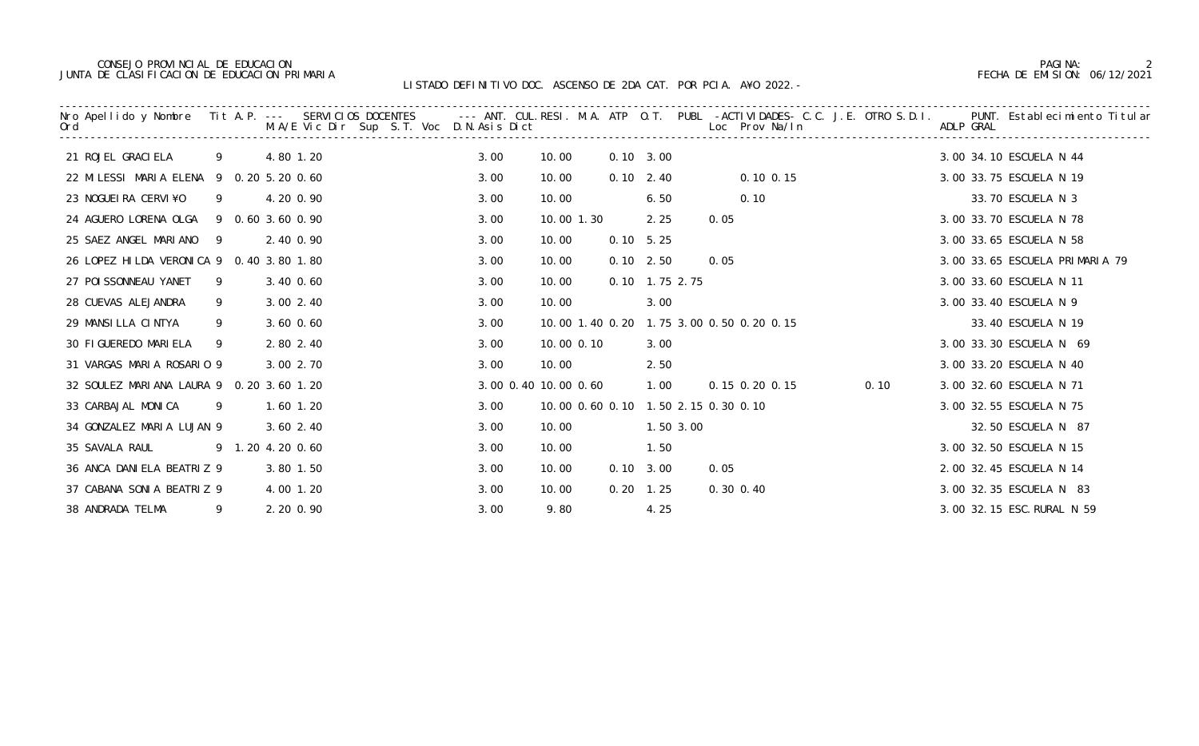CONSEJO PROVINCIAL DE EDUCACION
JUNTA DE CLASIFICACION DE EDUCACION PRIMARIA

LISTADO DEFINITIVO DOC. ASCENSO DE 2DA CAT. POR PCIA. A¥O 2022.-

| Nro Ord | Apellido y Nombre | Tit | A.P. | M.A/E | Vic Dir | Sup | S.T. | Voc | D.N. | Asis | Dict | ANT. | CUL. | RESI. | M.A. | ATP | O.T. | PUBL | Loc | Prov | Na/In | C.C. | J.E. | OTRO | S.D.I. | ADLP | PUNT. GRAL | Establecimiento Titular |
|---|---|---|---|---|---|---|---|---|---|---|---|---|---|---|---|---|---|---|---|---|---|---|---|---|---|---|---|---|
| 21 | ROJEL GRACIELA | 9 | | 4.80 | 1.20 | | | | | | | 3.00 | | 10.00 | | 0.10 | 3.00 | | | | | | | | | 3.00 | 34.10 | ESCUELA N 44 |
| 22 | MILESSI MARIA ELENA | 9 | 0.20 | 5.20 | 0.60 | | | | | | | 3.00 | | 10.00 | | 0.10 | 2.40 | | | 0.10 | 0.15 | | | | | 3.00 | 33.75 | ESCUELA N 19 |
| 23 | NOGUEIRA CERVI¥O | 9 | | 4.20 | 0.90 | | | | | | | 3.00 | | 10.00 | | | 6.50 | | | 0.10 | | | | | | | 33.70 | ESCUELA N 3 |
| 24 | AGUERO LORENA OLGA | 9 | 0.60 | 3.60 | 0.90 | | | | | | | 3.00 | | 10.00 | 1.30 | | 2.25 | | 0.05 | | | | | | | 3.00 | 33.70 | ESCUELA N 78 |
| 25 | SAEZ ANGEL MARIANO | 9 | | 2.40 | 0.90 | | | | | | | 3.00 | | 10.00 | | 0.10 | 5.25 | | | | | | | | | 3.00 | 33.65 | ESCUELA N 58 |
| 26 | LOPEZ HILDA VERONICA | 9 | 0.40 | 3.80 | 1.80 | | | | | | | 3.00 | | 10.00 | | 0.10 | 2.50 | | 0.05 | | | | | | | 3.00 | 33.65 | ESCUELA PRIMARIA 79 |
| 27 | POISSONNEAU YANET | 9 | | 3.40 | 0.60 | | | | | | | 3.00 | | 10.00 | | 0.10 | 1.75 | 2.75 | | | | | | | | 3.00 | 33.60 | ESCUELA N 11 |
| 28 | CUEVAS ALEJANDRA | 9 | | 3.00 | 2.40 | | | | | | | 3.00 | | 10.00 | | | 3.00 | | | | | | | | | 3.00 | 33.40 | ESCUELA N 9 |
| 29 | MANSILLA CINTYA | 9 | | 3.60 | 0.60 | | | | | | | 3.00 | | 10.00 | 1.40 | 0.20 | 1.75 | 3.00 | 0.50 | 0.20 | 0.15 | | | | | | 33.40 | ESCUELA N 19 |
| 30 | FIGUEREDO MARIELA | 9 | | 2.80 | 2.40 | | | | | | | 3.00 | | 10.00 | 0.10 | | 3.00 | | | | | | | | | 3.00 | 33.30 | ESCUELA N 69 |
| 31 | VARGAS MARIA ROSARIO | 9 | | 3.00 | 2.70 | | | | | | | 3.00 | | 10.00 | | | 2.50 | | | | | | | | | 3.00 | 33.20 | ESCUELA N 40 |
| 32 | SOULEZ MARIANA LAURA | 9 | 0.20 | 3.60 | 1.20 | | | | | | | 3.00 | 0.40 | 10.00 | 0.60 | | 1.00 | | 0.15 | 0.20 | 0.15 | | | 0.10 | | 3.00 | 32.60 | ESCUELA N 71 |
| 33 | CARBAJAL MONICA | 9 | | 1.60 | 1.20 | | | | | | | 3.00 | | 10.00 | 0.60 | 0.10 | 1.50 | 2.15 | 0.30 | 0.10 | | | | | | 3.00 | 32.55 | ESCUELA N 75 |
| 34 | GONZALEZ MARIA LUJAN | 9 | | 3.60 | 2.40 | | | | | | | 3.00 | | 10.00 | | | 1.50 | 3.00 | | | | | | | | | 32.50 | ESCUELA N 87 |
| 35 | SAVALA RAUL | 9 | 1.20 | 4.20 | 0.60 | | | | | | | 3.00 | | 10.00 | | | 1.50 | | | | | | | | | 3.00 | 32.50 | ESCUELA N 15 |
| 36 | ANCA DANIELA BEATRIZ | 9 | | 3.80 | 1.50 | | | | | | | 3.00 | | 10.00 | | 0.10 | 3.00 | | 0.05 | | | | | | | 2.00 | 32.45 | ESCUELA N 14 |
| 37 | CABANA SONIA BEATRIZ | 9 | | 4.00 | 1.20 | | | | | | | 3.00 | | 10.00 | | 0.20 | 1.25 | | 0.30 | 0.40 | | | | | | 3.00 | 32.35 | ESCUELA N 83 |
| 38 | ANDRADA TELMA | 9 | | 2.20 | 0.90 | | | | | | | 3.00 | | 9.80 | | | 4.25 | | | | | | | | | 3.00 | 32.15 | ESC.RURAL N 59 |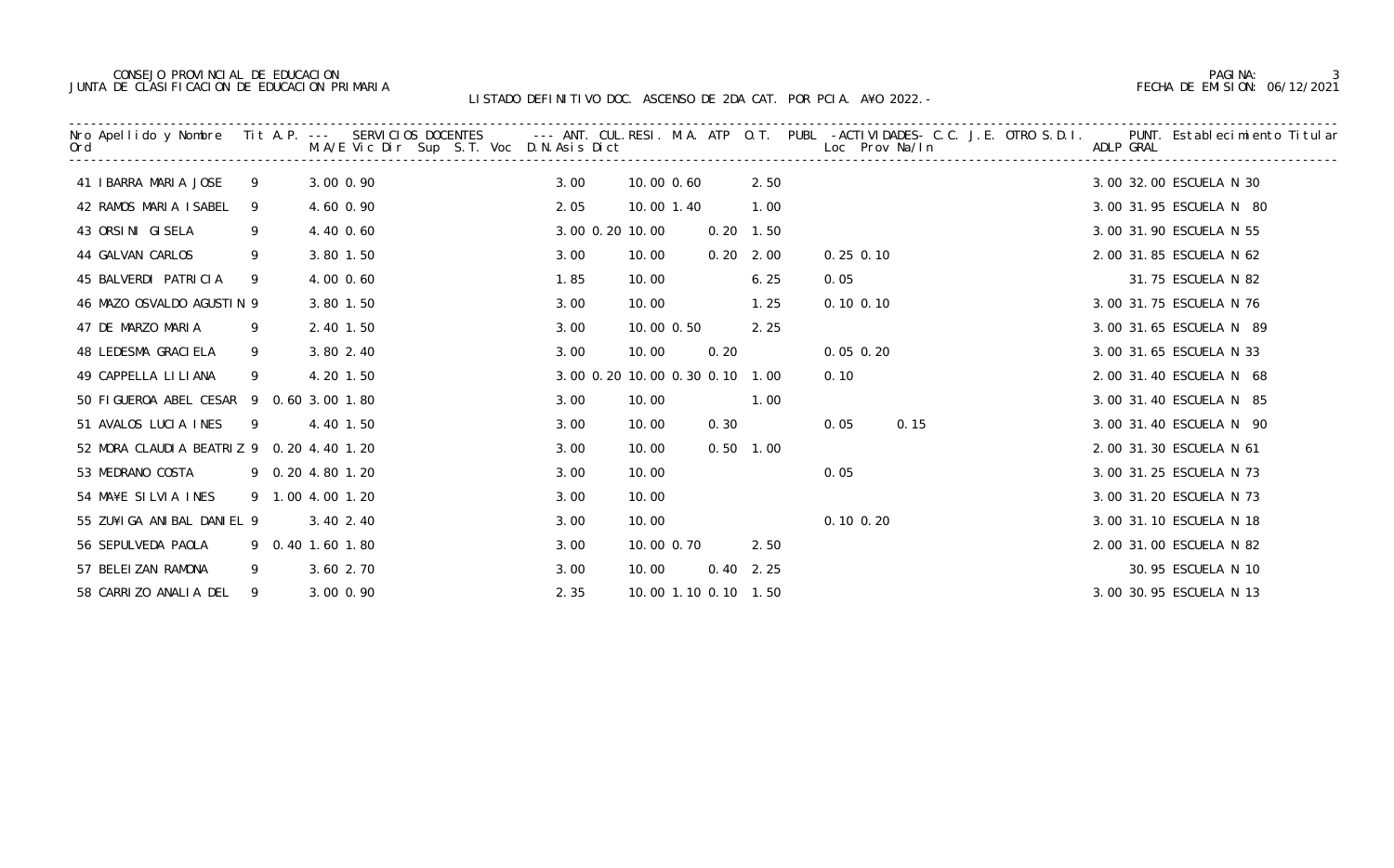CONSEJO PROVINCIAL DE EDUCACION
JUNTA DE CLASIFICACION DE EDUCACION PRIMARIA

FECHA DE EMISION: 06/12/2021

## LISTADO DEFINITIVO DOC. ASCENSO DE 2DA CAT. POR PCIA. A¥O 2022.-

| Nro Ord | Apellido y Nombre | Tit | A.P. | M.A/E | Vic Dir | Sup | S.T. | Voc | D.N. | Asis | Dict | ANT. | CUL. | RESI. | M.A. | ATP | O.T. | PUBL | Loc | Prov | Na/In | C.C. | J.E. | OTRO | S.D.I. | ADLP | PUNT. GRAL | Establecimiento Titular |
|---|---|---|---|---|---|---|---|---|---|---|---|---|---|---|---|---|---|---|---|---|---|---|---|---|---|---|---|---|
| 41 | IBARRA MARIA JOSE | 9 | | 3.00 | 0.90 | | | | | 3.00 | | 10.00 | 0.60 | | 2.50 | | | | | | | | | | | 3.00 | 32.00 | ESCUELA N 30 |
| 42 | RAMOS MARIA ISABEL | 9 | | 4.60 | 0.90 | | | | | 2.05 | | 10.00 | 1.40 | | 1.00 | | | | | | | | | | | 3.00 | 31.95 | ESCUELA N 80 |
| 43 | ORSINI GISELA | 9 | | 4.40 | 0.60 | | | | | 3.00 | 0.20 | 10.00 | | 0.20 | 1.50 | | | | | | | | | | | 3.00 | 31.90 | ESCUELA N 55 |
| 44 | GALVAN CARLOS | 9 | | 3.80 | 1.50 | | | | | 3.00 | | 10.00 | | 0.20 | 2.00 | | | | 0.25 | 0.10 | | | | | | 2.00 | 31.85 | ESCUELA N 62 |
| 45 | BALVERDI PATRICIA | 9 | | 4.00 | 0.60 | | | | | 1.85 | | 10.00 | | | 6.25 | | | | 0.05 | | | | | | | | 31.75 | ESCUELA N 82 |
| 46 | MAZO OSVALDO AGUSTIN | 9 | | 3.80 | 1.50 | | | | | 3.00 | | 10.00 | | | 1.25 | | | | 0.10 | 0.10 | | | | | | 3.00 | 31.75 | ESCUELA N 76 |
| 47 | DE MARZO MARIA | 9 | | 2.40 | 1.50 | | | | | 3.00 | | 10.00 | 0.50 | | 2.25 | | | | | | | | | | | 3.00 | 31.65 | ESCUELA N 89 |
| 48 | LEDESMA GRACIELA | 9 | | 3.80 | 2.40 | | | | | 3.00 | | 10.00 | | 0.20 | | | | | 0.05 | 0.20 | | | | | | 3.00 | 31.65 | ESCUELA N 33 |
| 49 | CAPPELLA LILIANA | 9 | | 4.20 | 1.50 | | | | | 3.00 | 0.20 | 10.00 | 0.30 | 0.10 | 1.00 | | | | 0.10 | | | | | | | 2.00 | 31.40 | ESCUELA N 68 |
| 50 | FIGUEROA ABEL CESAR | 9 | 0.60 | 3.00 | 1.80 | | | | | 3.00 | | 10.00 | | | 1.00 | | | | | | | | | | | 3.00 | 31.40 | ESCUELA N 85 |
| 51 | AVALOS LUCIA INES | 9 | | 4.40 | 1.50 | | | | | 3.00 | | 10.00 | | 0.30 | | | | | 0.05 | | 0.15 | | | | | 3.00 | 31.40 | ESCUELA N 90 |
| 52 | MORA CLAUDIA BEATRIZ | 9 | 0.20 | 4.40 | 1.20 | | | | | 3.00 | | 10.00 | | 0.50 | 1.00 | | | | | | | | | | | 2.00 | 31.30 | ESCUELA N 61 |
| 53 | MEDRANO COSTA | 9 | 0.20 | 4.80 | 1.20 | | | | | 3.00 | | 10.00 | | | | | | | 0.05 | | | | | | | 3.00 | 31.25 | ESCUELA N 73 |
| 54 | MA¥E SILVIA INES | 9 | 1.00 | 4.00 | 1.20 | | | | | 3.00 | | 10.00 | | | | | | | | | | | | | | 3.00 | 31.20 | ESCUELA N 73 |
| 55 | ZU¥IGA ANIBAL DANIEL | 9 | | 3.40 | 2.40 | | | | | 3.00 | | 10.00 | | | | | | | 0.10 | 0.20 | | | | | | 3.00 | 31.10 | ESCUELA N 18 |
| 56 | SEPULVEDA PAOLA | 9 | 0.40 | 1.60 | 1.80 | | | | | 3.00 | | 10.00 | 0.70 | | 2.50 | | | | | | | | | | | 2.00 | 31.00 | ESCUELA N 82 |
| 57 | BELEIZAN RAMONA | 9 | | 3.60 | 2.70 | | | | | 3.00 | | 10.00 | | 0.40 | 2.25 | | | | | | | | | | | | 30.95 | ESCUELA N 10 |
| 58 | CARRIZO ANALIA DEL | 9 | | 3.00 | 0.90 | | | | | 2.35 | | 10.00 | 1.10 | 0.10 | 1.50 | | | | | | | | | | | 3.00 | 30.95 | ESCUELA N 13 |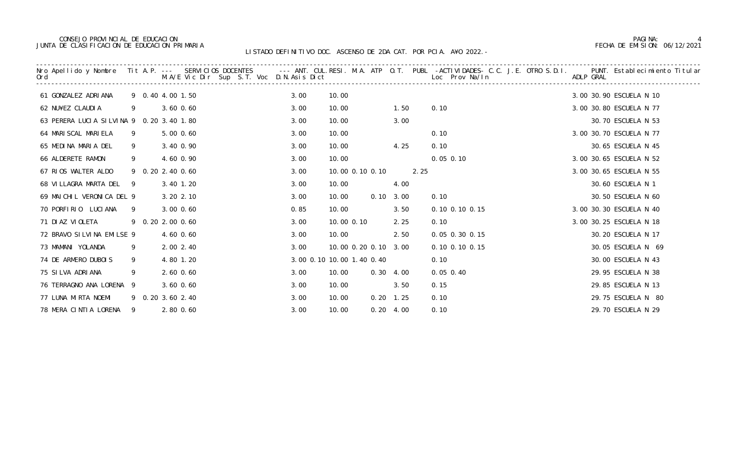CONSEJO PROVINCIAL DE EDUCACION
JUNTA DE CLASIFICACION DE EDUCACION PRIMARIA

FECHA DE EMISION: 06/12/2021

LISTADO DEFINITIVO DOC. ASCENSO DE 2DA CAT. POR PCIA. A¥O 2022.-

| Nro Ord | Apellido y Nombre | Tit | A.P. | M/A/E | Vic | ANT. | CUL. | RESI. | M.A. | ATP | O.T. | PUBL | Loc | Prov | Na/In | C.C. | J.E. | OTRO | S.D.I. | ADLP | PUNT. GRAL | Establecimiento Titular |
|---|---|---|---|---|---|---|---|---|---|---|---|---|---|---|---|---|---|---|---|---|---|---|
| 61 | GONZALEZ ADRIANA | 9 | 0.40 | 4.00 | 1.50 | 3.00 | | 10.00 | | | | | | | | | | | | 3.00 | 30.90 | ESCUELA N 10 |
| 62 | NU¥EZ CLAUDIA | 9 | | 3.60 | 0.60 | 3.00 | | 10.00 | | | 1.50 | | 0.10 | | | | | | | 3.00 | 30.80 | ESCUELA N 77 |
| 63 | PERERA LUCIA SILVINA | 9 | 0.20 | 3.40 | 1.80 | 3.00 | | 10.00 | | | 3.00 | | | | | | | | | | 30.70 | ESCUELA N 53 |
| 64 | MARISCAL MARIELA | 9 | | 5.00 | 0.60 | 3.00 | | 10.00 | | | | | 0.10 | | | | | | | 3.00 | 30.70 | ESCUELA N 77 |
| 65 | MEDINA MARIA DEL | 9 | | 3.40 | 0.90 | 3.00 | | 10.00 | | | 4.25 | | 0.10 | | | | | | | | 30.65 | ESCUELA N 45 |
| 66 | ALDERETE RAMON | 9 | | 4.60 | 0.90 | 3.00 | | 10.00 | | | | | 0.05 | 0.10 | | | | | | 3.00 | 30.65 | ESCUELA N 52 |
| 67 | RIOS WALTER ALDO | 9 | 0.20 | 2.40 | 0.60 | 3.00 | | 10.00 | 0.10 | 0.10 | | 2.25 | | | | | | | | 3.00 | 30.65 | ESCUELA N 55 |
| 68 | VILLAGRA MARTA DEL | 9 | | 3.40 | 1.20 | 3.00 | | 10.00 | | | 4.00 | | | | | | | | | | 30.60 | ESCUELA N 1 |
| 69 | MAICHIL VERONICA DEL | 9 | | 3.20 | 2.10 | 3.00 | | 10.00 | | 0.10 | 3.00 | | 0.10 | | | | | | | | 30.50 | ESCUELA N 60 |
| 70 | PORFIRIO LUCIANA | 9 | | 3.00 | 0.60 | 0.85 | | 10.00 | | | 3.50 | | 0.10 | 0.10 | 0.15 | | | | | 3.00 | 30.30 | ESCUELA N 40 |
| 71 | DIAZ VIOLETA | 9 | 0.20 | 2.00 | 0.60 | 3.00 | | 10.00 | 0.10 | | 2.25 | | 0.10 | | | | | | | 3.00 | 30.25 | ESCUELA N 18 |
| 72 | BRAVO SILVINA EMILSE | 9 | | 4.60 | 0.60 | 3.00 | | 10.00 | | | 2.50 | | 0.05 | 0.30 | 0.15 | | | | | | 30.20 | ESCUELA N 17 |
| 73 | MAMANI YOLANDA | 9 | | 2.00 | 2.40 | 3.00 | | 10.00 | 0.20 | 0.10 | 3.00 | | 0.10 | 0.10 | 0.15 | | | | | | 30.05 | ESCUELA N 69 |
| 74 | DE ARMERO DUBOIS | 9 | | 4.80 | 1.20 | 3.00 | 0.10 | 10.00 | 1.40 | 0.40 | | | 0.10 | | | | | | | | 30.00 | ESCUELA N 43 |
| 75 | SILVA ADRIANA | 9 | | 2.60 | 0.60 | 3.00 | | 10.00 | | 0.30 | 4.00 | | 0.05 | 0.40 | | | | | | | 29.95 | ESCUELA N 38 |
| 76 | TERRAGNO ANA LORENA | 9 | | 3.60 | 0.60 | 3.00 | | 10.00 | | | 3.50 | | 0.15 | | | | | | | | 29.85 | ESCUELA N 13 |
| 77 | LUNA MIRTA NOEMI | 9 | 0.20 | 3.60 | 2.40 | 3.00 | | 10.00 | | 0.20 | 1.25 | | 0.10 | | | | | | | | 29.75 | ESCUELA N 80 |
| 78 | MERA CINTIA LORENA | 9 | | 2.80 | 0.60 | 3.00 | | 10.00 | | 0.20 | 4.00 | | 0.10 | | | | | | | | 29.70 | ESCUELA N 29 |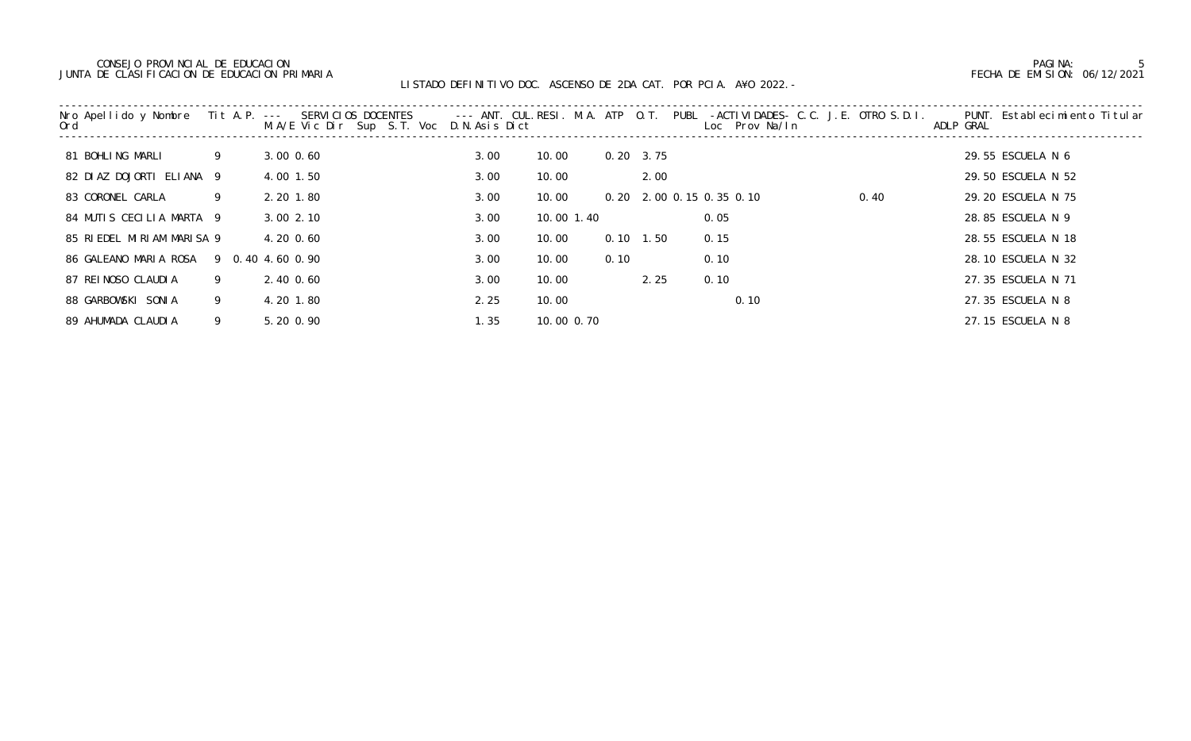| Nro Ord | Apellido y Nombre | Tit | A.P. | M.A/E | Vic Dir | Sup | S.T. | Voc | D.N. | Asis | Dict | ANT. | CUL. | RESI. | M.A. | ATP | O.T. | PUBL | Loc | Prov | Na/In | C.C. | J.E. | OTRO | S.D.I. | ADLP | GRAL PUNT. | Establecimiento Titular |
|---|---|---|---|---|---|---|---|---|---|---|---|---|---|---|---|---|---|---|---|---|---|---|---|---|---|---|---|---|
| 81 | BOHLING MARLI | 9 | | 3.00 | 0.60 | | | | | 3.00 | | 10.00 | | | | 0.20 | 3.75 | | | | | | | | | | 29.55 | ESCUELA N 6 |
| 82 | DIAZ DOJORTI ELIANA | 9 | | 4.00 | 1.50 | | | | | 3.00 | | 10.00 | | | | | 2.00 | | | | | | | | | | 29.50 | ESCUELA N 52 |
| 83 | CORONEL CARLA | 9 | | 2.20 | 1.80 | | | | | 3.00 | | 10.00 | | | | 0.20 | 2.00 | 0.15 | 0.35 | 0.10 | | | | 0.40 | | | 29.20 | ESCUELA N 75 |
| 84 | MUTIS CECILIA MARTA | 9 | | 3.00 | 2.10 | | | | | 3.00 | | 10.00 | | 1.40 | | | | | 0.05 | | | | | | | | 28.85 | ESCUELA N 9 |
| 85 | RIEDEL MIRIAM MARISA | 9 | | 4.20 | 0.60 | | | | | 3.00 | | 10.00 | | | | 0.10 | 1.50 | | 0.15 | | | | | | | | 28.55 | ESCUELA N 18 |
| 86 | GALEANO MARIA ROSA | 9 | 0.40 | 4.60 | 0.90 | | | | | 3.00 | | 10.00 | | | | 0.10 | | | 0.10 | | | | | | | | 28.10 | ESCUELA N 32 |
| 87 | REINOSO CLAUDIA | 9 | | 2.40 | 0.60 | | | | | 3.00 | | 10.00 | | | | | 2.25 | | 0.10 | | | | | | | | 27.35 | ESCUELA N 71 |
| 88 | GARBOWSKI SONIA | 9 | | 4.20 | 1.80 | | | | | 2.25 | | 10.00 | | | | | | | | | 0.10 | | | | | | 27.35 | ESCUELA N 8 |
| 89 | AHUMADA CLAUDIA | 9 | | 5.20 | 0.90 | | | | | 1.35 | | 10.00 | | 0.70 | | | | | | | | | | | | | 27.15 | ESCUELA N 8 |